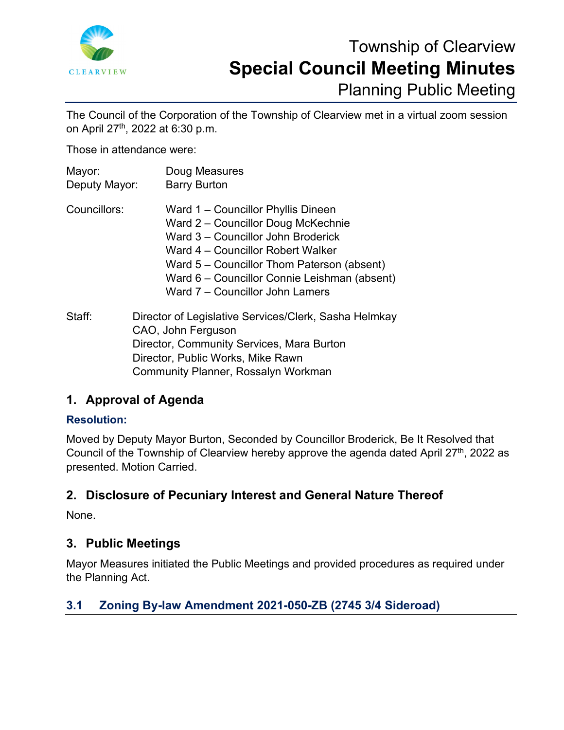# Township of Clearview
# Special Council Meeting Minutes
## Planning Public Meeting

The Council of the Corporation of the Township of Clearview met in a virtual zoom session on April 27th, 2022 at 6:30 p.m.

Those in attendance were:

Mayor: Doug Measures
Deputy Mayor: Barry Burton

Councillors:
- Ward 1 – Councillor Phyllis Dineen
- Ward 2 – Councillor Doug McKechnie
- Ward 3 – Councillor John Broderick
- Ward 4 – Councillor Robert Walker
- Ward 5 – Councillor Thom Paterson (absent)
- Ward 6 – Councillor Connie Leishman (absent)
- Ward 7 – Councillor John Lamers

Staff:
- Director of Legislative Services/Clerk, Sasha Helmkay
- CAO, John Ferguson
- Director, Community Services, Mara Burton
- Director, Public Works, Mike Rawn
- Community Planner, Rossalyn Workman

## 1. Approval of Agenda

### Resolution:

Moved by Deputy Mayor Burton, Seconded by Councillor Broderick, Be It Resolved that Council of the Township of Clearview hereby approve the agenda dated April 27th, 2022 as presented. Motion Carried.

## 2. Disclosure of Pecuniary Interest and General Nature Thereof

None.

## 3. Public Meetings

Mayor Measures initiated the Public Meetings and provided procedures as required under the Planning Act.

### 3.1 Zoning By-law Amendment 2021-050-ZB (2745 3/4 Sideroad)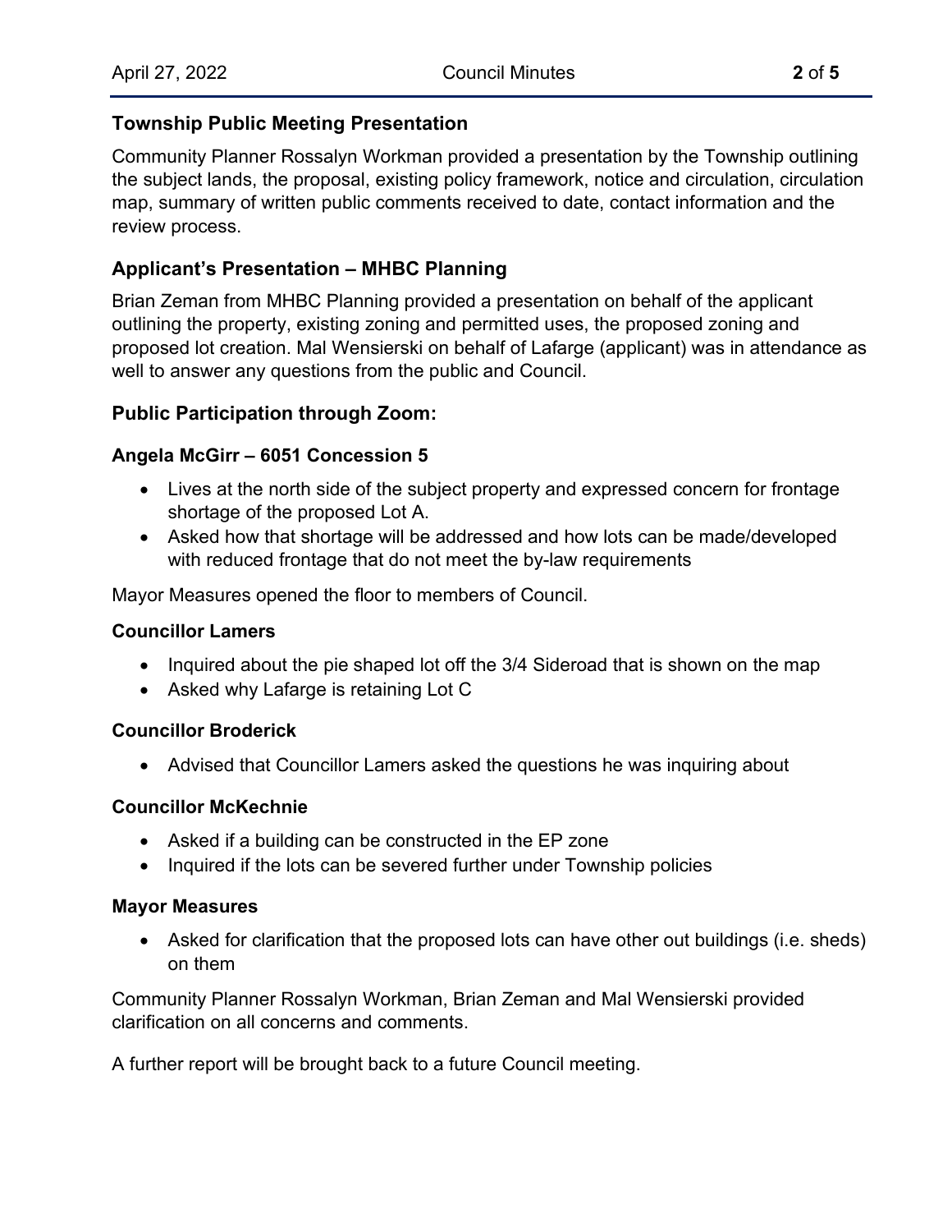## Township Public Meeting Presentation

Community Planner Rossalyn Workman provided a presentation by the Township outlining the subject lands, the proposal, existing policy framework, notice and circulation, circulation map, summary of written public comments received to date, contact information and the review process.

## Applicant's Presentation – MHBC Planning

Brian Zeman from MHBC Planning provided a presentation on behalf of the applicant outlining the property, existing zoning and permitted uses, the proposed zoning and proposed lot creation. Mal Wensierski on behalf of Lafarge (applicant) was in attendance as well to answer any questions from the public and Council.

## Public Participation through Zoom:

### Angela McGirr – 6051 Concession 5

- Lives at the north side of the subject property and expressed concern for frontage shortage of the proposed Lot A.
- Asked how that shortage will be addressed and how lots can be made/developed with reduced frontage that do not meet the by-law requirements

Mayor Measures opened the floor to members of Council.

### Councillor Lamers

- Inquired about the pie shaped lot off the 3/4 Sideroad that is shown on the map
- Asked why Lafarge is retaining Lot C

### Councillor Broderick

- Advised that Councillor Lamers asked the questions he was inquiring about

### Councillor McKechnie

- Asked if a building can be constructed in the EP zone
- Inquired if the lots can be severed further under Township policies

### Mayor Measures

- Asked for clarification that the proposed lots can have other out buildings (i.e. sheds) on them

Community Planner Rossalyn Workman, Brian Zeman and Mal Wensierski provided clarification on all concerns and comments.

A further report will be brought back to a future Council meeting.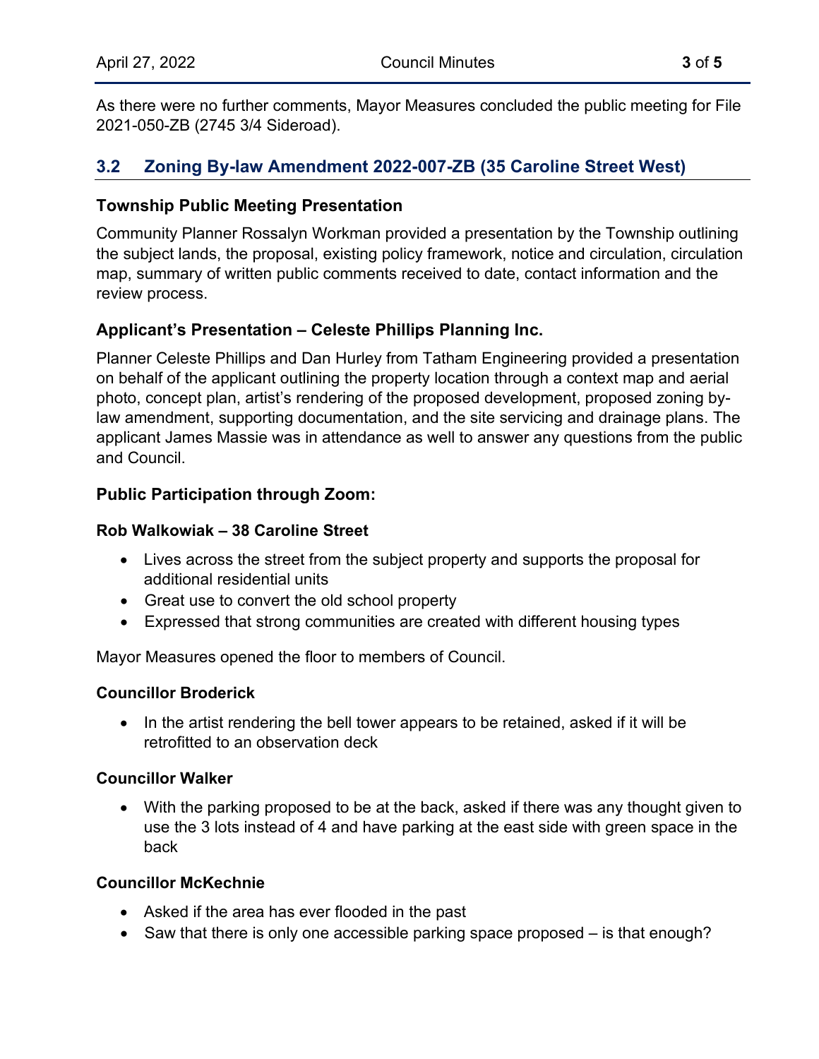As there were no further comments, Mayor Measures concluded the public meeting for File 2021-050-ZB (2745 3/4 Sideroad).

## 3.2 Zoning By-law Amendment 2022-007-ZB (35 Caroline Street West)

### Township Public Meeting Presentation

Community Planner Rossalyn Workman provided a presentation by the Township outlining the subject lands, the proposal, existing policy framework, notice and circulation, circulation map, summary of written public comments received to date, contact information and the review process.

### Applicant's Presentation – Celeste Phillips Planning Inc.

Planner Celeste Phillips and Dan Hurley from Tatham Engineering provided a presentation on behalf of the applicant outlining the property location through a context map and aerial photo, concept plan, artist's rendering of the proposed development, proposed zoning by-law amendment, supporting documentation, and the site servicing and drainage plans. The applicant James Massie was in attendance as well to answer any questions from the public and Council.

### Public Participation through Zoom:

**Rob Walkowiak – 38 Caroline Street**

- Lives across the street from the subject property and supports the proposal for additional residential units
- Great use to convert the old school property
- Expressed that strong communities are created with different housing types

Mayor Measures opened the floor to members of Council.

**Councillor Broderick**

- In the artist rendering the bell tower appears to be retained, asked if it will be retrofitted to an observation deck

**Councillor Walker**

- With the parking proposed to be at the back, asked if there was any thought given to use the 3 lots instead of 4 and have parking at the east side with green space in the back

**Councillor McKechnie**

- Asked if the area has ever flooded in the past
- Saw that there is only one accessible parking space proposed – is that enough?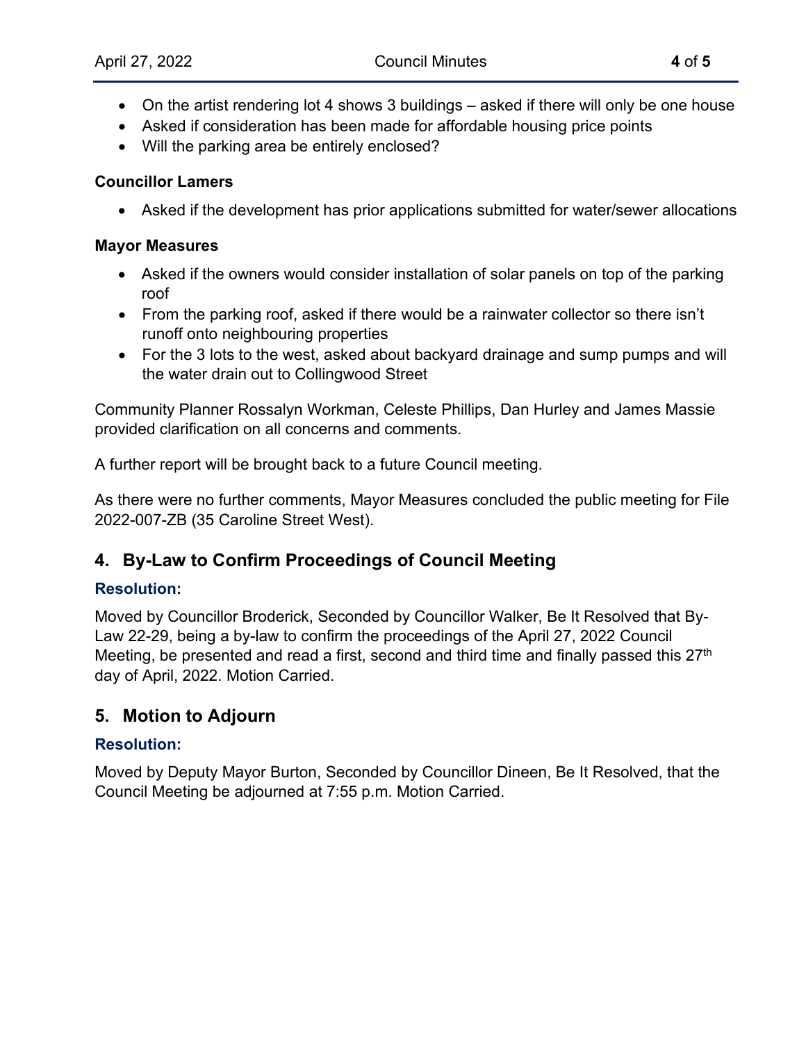- On the artist rendering lot 4 shows 3 buildings – asked if there will only be one house
- Asked if consideration has been made for affordable housing price points
- Will the parking area be entirely enclosed?

**Councillor Lamers**

- Asked if the development has prior applications submitted for water/sewer allocations

**Mayor Measures**

- Asked if the owners would consider installation of solar panels on top of the parking roof
- From the parking roof, asked if there would be a rainwater collector so there isn't runoff onto neighbouring properties
- For the 3 lots to the west, asked about backyard drainage and sump pumps and will the water drain out to Collingwood Street

Community Planner Rossalyn Workman, Celeste Phillips, Dan Hurley and James Massie provided clarification on all concerns and comments.

A further report will be brought back to a future Council meeting.

As there were no further comments, Mayor Measures concluded the public meeting for File 2022-007-ZB (35 Caroline Street West).

## 4. By-Law to Confirm Proceedings of Council Meeting

**Resolution:**

Moved by Councillor Broderick, Seconded by Councillor Walker, Be It Resolved that By-Law 22-29, being a by-law to confirm the proceedings of the April 27, 2022 Council Meeting, be presented and read a first, second and third time and finally passed this 27th day of April, 2022. Motion Carried.

## 5. Motion to Adjourn

**Resolution:**

Moved by Deputy Mayor Burton, Seconded by Councillor Dineen, Be It Resolved, that the Council Meeting be adjourned at 7:55 p.m. Motion Carried.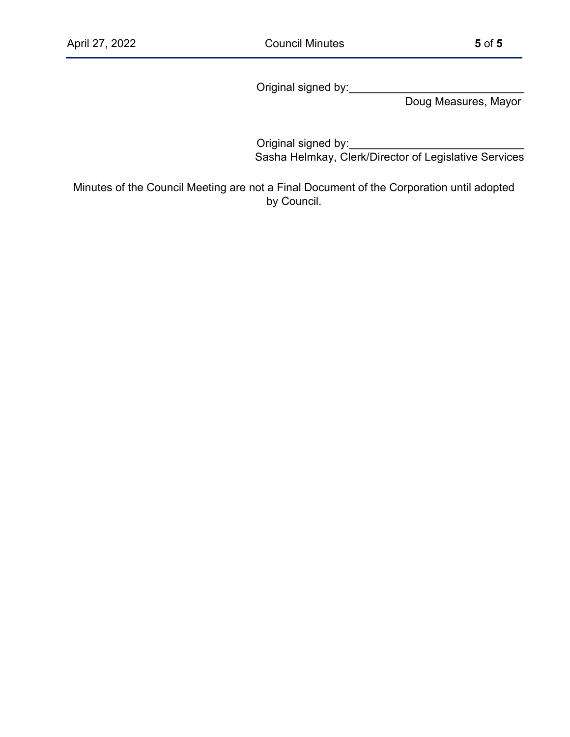Original signed by:_____________________________
Doug Measures, Mayor

Original signed by:_____________________________
Sasha Helmkay, Clerk/Director of Legislative Services

Minutes of the Council Meeting are not a Final Document of the Corporation until adopted by Council.